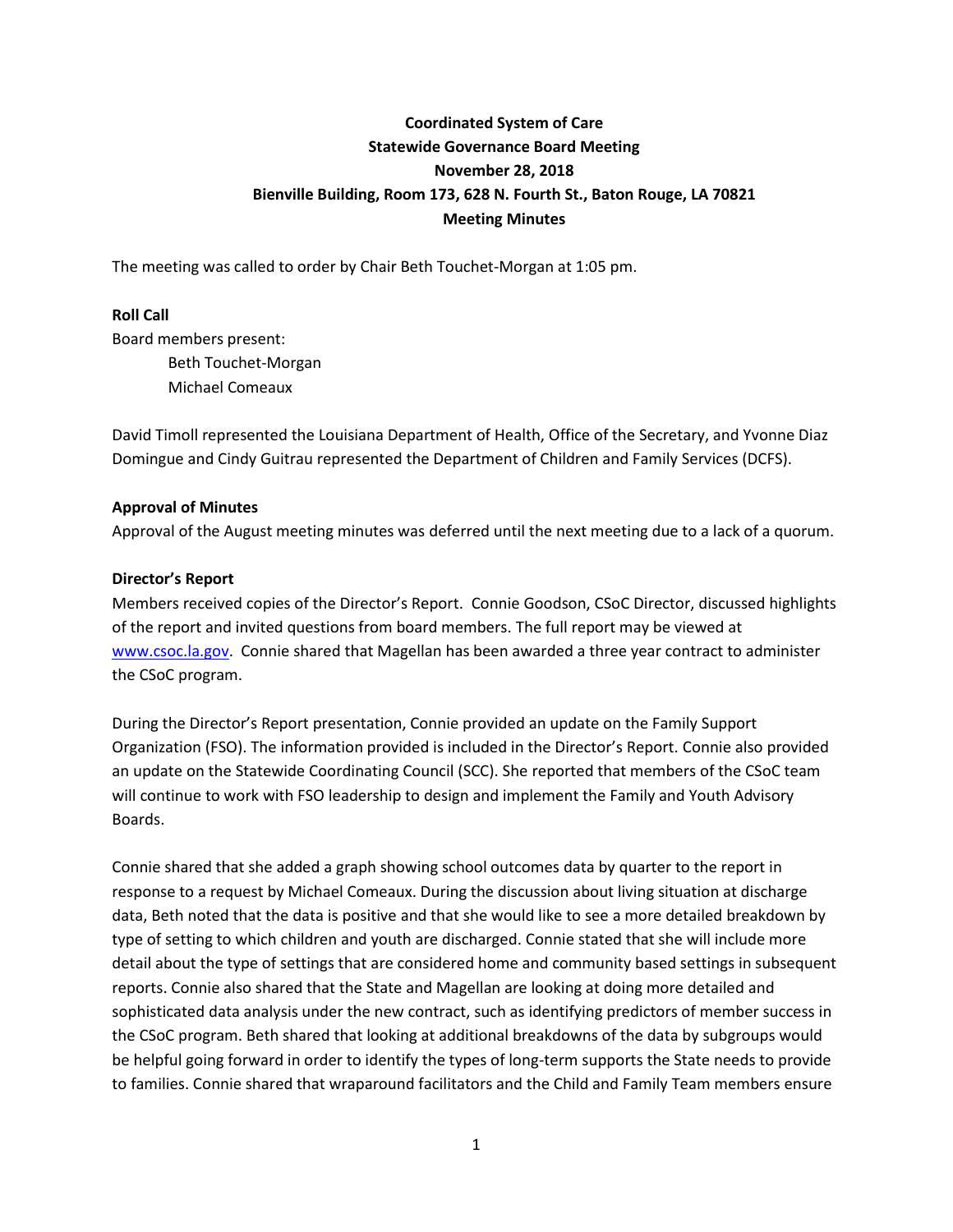**Coordinated System of Care**
**Statewide Governance Board Meeting**
**November 28, 2018**
**Bienville Building, Room 173, 628 N. Fourth St., Baton Rouge, LA 70821**
**Meeting Minutes**

The meeting was called to order by Chair Beth Touchet-Morgan at 1:05 pm.

**Roll Call**

Board members present:

Beth Touchet-Morgan
Michael Comeaux

David Timoll represented the Louisiana Department of Health, Office of the Secretary, and Yvonne Diaz Domingue and Cindy Guitrau represented the Department of Children and Family Services (DCFS).

**Approval of Minutes**

Approval of the August meeting minutes was deferred until the next meeting due to a lack of a quorum.

**Director's Report**

Members received copies of the Director's Report. Connie Goodson, CSoC Director, discussed highlights of the report and invited questions from board members. The full report may be viewed at www.csoc.la.gov. Connie shared that Magellan has been awarded a three year contract to administer the CSoC program.

During the Director's Report presentation, Connie provided an update on the Family Support Organization (FSO). The information provided is included in the Director's Report. Connie also provided an update on the Statewide Coordinating Council (SCC). She reported that members of the CSoC team will continue to work with FSO leadership to design and implement the Family and Youth Advisory Boards.

Connie shared that she added a graph showing school outcomes data by quarter to the report in response to a request by Michael Comeaux. During the discussion about living situation at discharge data, Beth noted that the data is positive and that she would like to see a more detailed breakdown by type of setting to which children and youth are discharged. Connie stated that she will include more detail about the type of settings that are considered home and community based settings in subsequent reports. Connie also shared that the State and Magellan are looking at doing more detailed and sophisticated data analysis under the new contract, such as identifying predictors of member success in the CSoC program. Beth shared that looking at additional breakdowns of the data by subgroups would be helpful going forward in order to identify the types of long-term supports the State needs to provide to families. Connie shared that wraparound facilitators and the Child and Family Team members ensure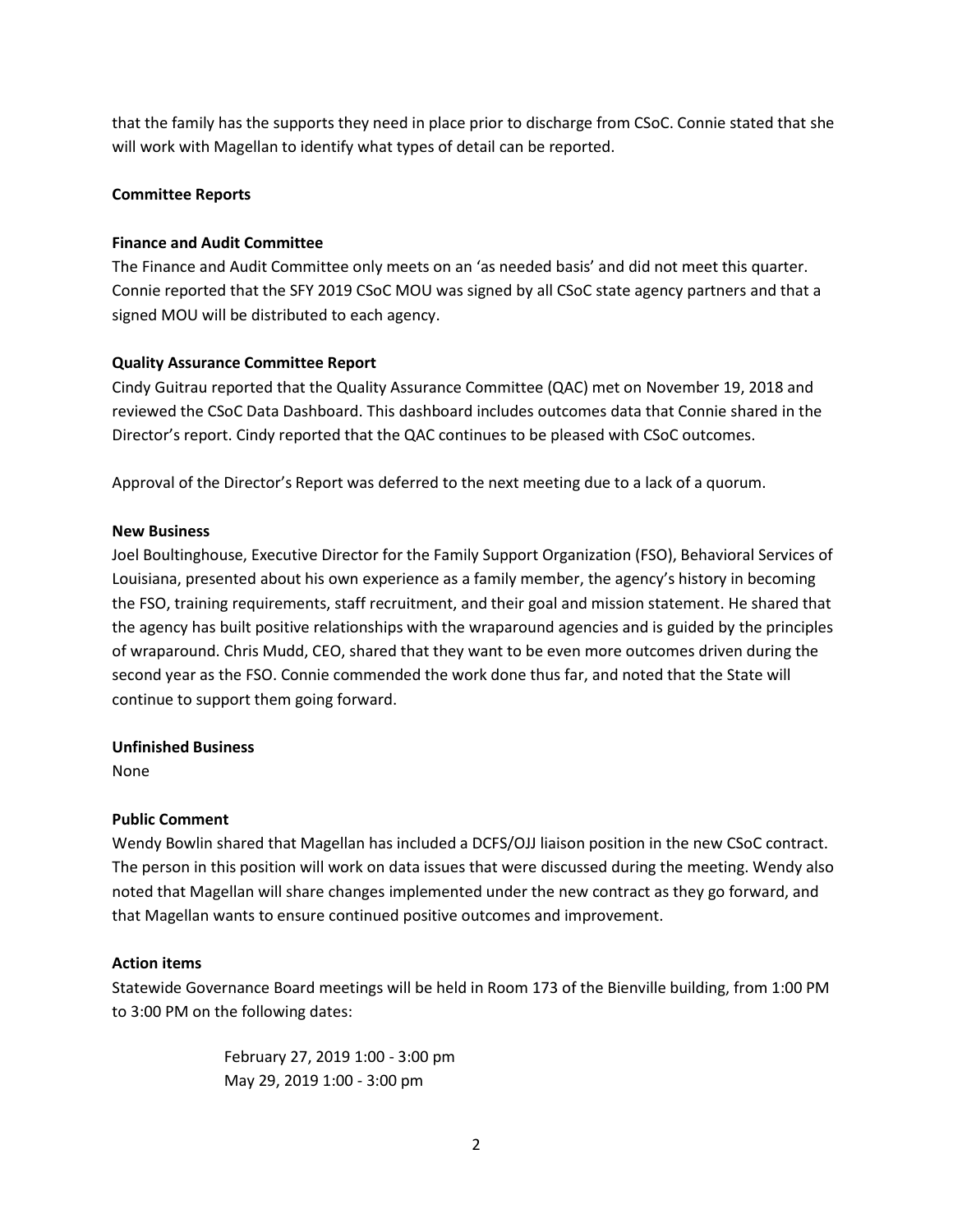that the family has the supports they need in place prior to discharge from CSoC. Connie stated that she will work with Magellan to identify what types of detail can be reported.

**Committee Reports**

**Finance and Audit Committee**

The Finance and Audit Committee only meets on an 'as needed basis' and did not meet this quarter. Connie reported that the SFY 2019 CSoC MOU was signed by all CSoC state agency partners and that a signed MOU will be distributed to each agency.

**Quality Assurance Committee Report**

Cindy Guitrau reported that the Quality Assurance Committee (QAC) met on November 19, 2018 and reviewed the CSoC Data Dashboard. This dashboard includes outcomes data that Connie shared in the Director's report. Cindy reported that the QAC continues to be pleased with CSoC outcomes.

Approval of the Director's Report was deferred to the next meeting due to a lack of a quorum.

**New Business**

Joel Boultinghouse, Executive Director for the Family Support Organization (FSO), Behavioral Services of Louisiana, presented about his own experience as a family member, the agency's history in becoming the FSO, training requirements, staff recruitment, and their goal and mission statement. He shared that the agency has built positive relationships with the wraparound agencies and is guided by the principles of wraparound. Chris Mudd, CEO, shared that they want to be even more outcomes driven during the second year as the FSO. Connie commended the work done thus far, and noted that the State will continue to support them going forward.

**Unfinished Business**

None

**Public Comment**

Wendy Bowlin shared that Magellan has included a DCFS/OJJ liaison position in the new CSoC contract. The person in this position will work on data issues that were discussed during the meeting. Wendy also noted that Magellan will share changes implemented under the new contract as they go forward, and that Magellan wants to ensure continued positive outcomes and improvement.

**Action items**

Statewide Governance Board meetings will be held in Room 173 of the Bienville building, from 1:00 PM to 3:00 PM on the following dates:

February 27, 2019 1:00 - 3:00 pm
May 29, 2019 1:00 - 3:00 pm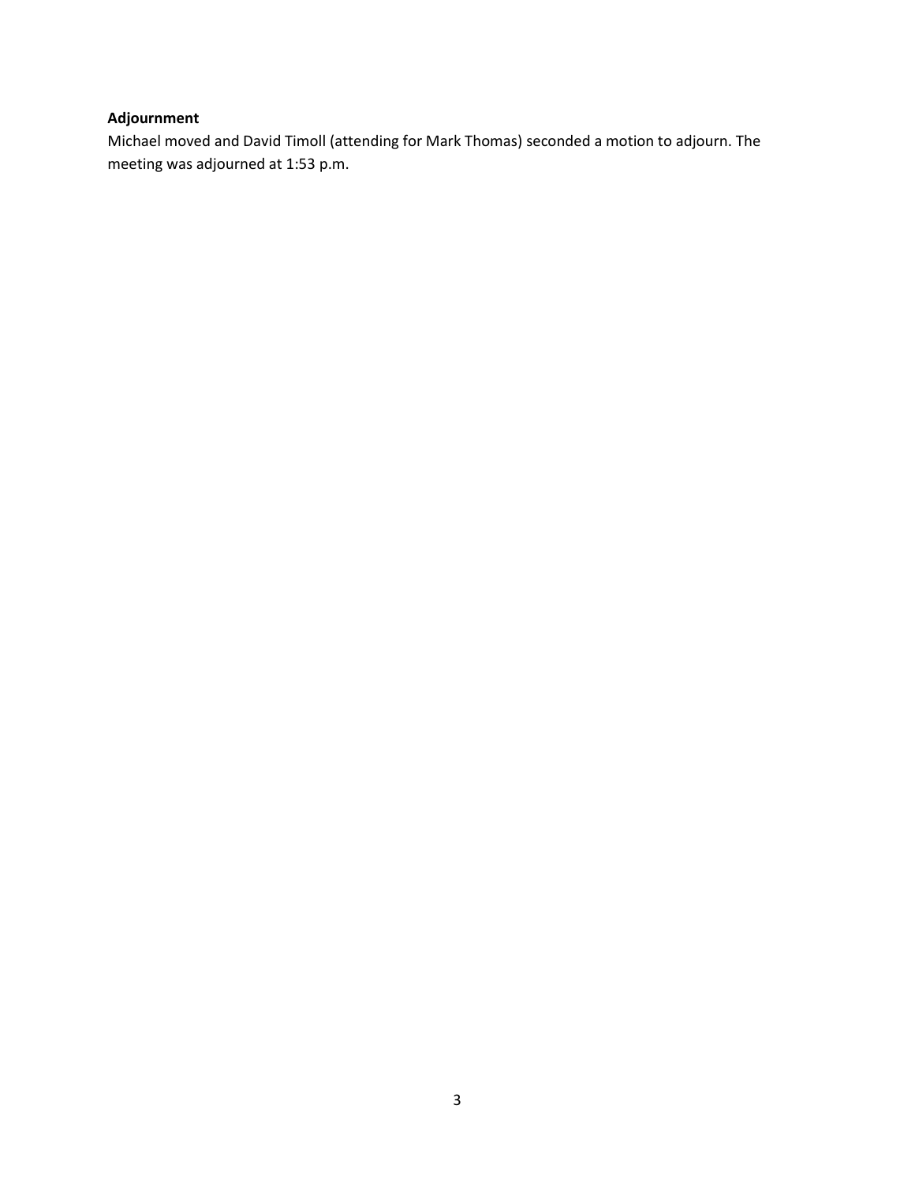**Adjournment**

Michael moved and David Timoll (attending for Mark Thomas) seconded a motion to adjourn. The meeting was adjourned at 1:53 p.m.